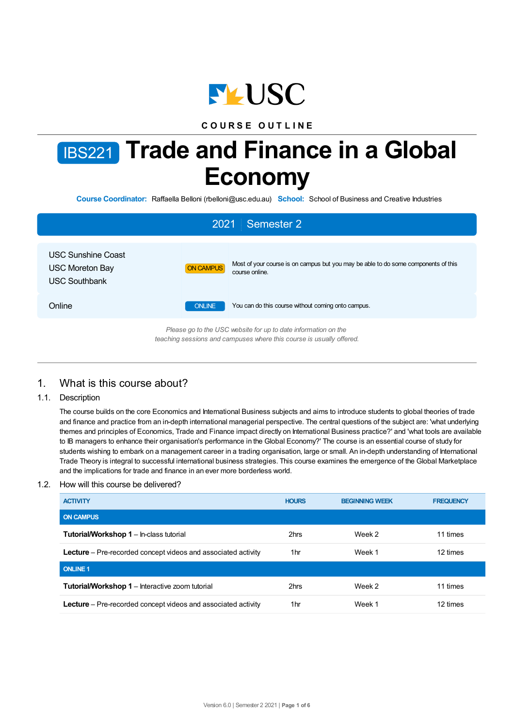COURSE OUTLINE

# IBS221 Trade and Finance in a Global Economy

**Course Coordinator:** Raffaella Belloni (rbelloni@usc.edu.au) **School:** School of Business and Creative Industries

**2021 | Semester 2**

| | | |
|---|---|---|
| USC Sunshine Coast<br>USC Moreton Bay<br>USC Southbank | ON CAMPUS | Most of your course is on campus but you may be able to do some components of this course online. |
| Online | ONLINE | You can do this course without coming onto campus. |

*Please go to the USC website for up to date information on the teaching sessions and campuses where this course is usually offered.*

## 1. What is this course about?

### 1.1. Description

The course builds on the core Economics and International Business subjects and aims to introduce students to global theories of trade and finance and practice from an in-depth international managerial perspective. The central questions of the subject are: 'what underlying themes and principles of Economics, Trade and Finance impact directly on International Business practice?' and 'what tools are available to IB managers to enhance their organisation's performance in the Global Economy?' The course is an essential course of study for students wishing to embark on a management career in a trading organisation, large or small. An in-depth understanding of International Trade Theory is integral to successful international business strategies. This course examines the emergence of the Global Marketplace and the implications for trade and finance in an ever more borderless world.

### 1.2. How will this course be delivered?

| ACTIVITY | HOURS | BEGINNING WEEK | FREQUENCY |
|---|---|---|---|
| **ON CAMPUS** | | | |
| **Tutorial/Workshop 1** – In-class tutorial | 2hrs | Week 2 | 11 times |
| **Lecture** – Pre-recorded concept videos and associated activity | 1hr | Week 1 | 12 times |
| **ONLINE 1** | | | |
| **Tutorial/Workshop 1** – Interactive zoom tutorial | 2hrs | Week 2 | 11 times |
| **Lecture** – Pre-recorded concept videos and associated activity | 1hr | Week 1 | 12 times |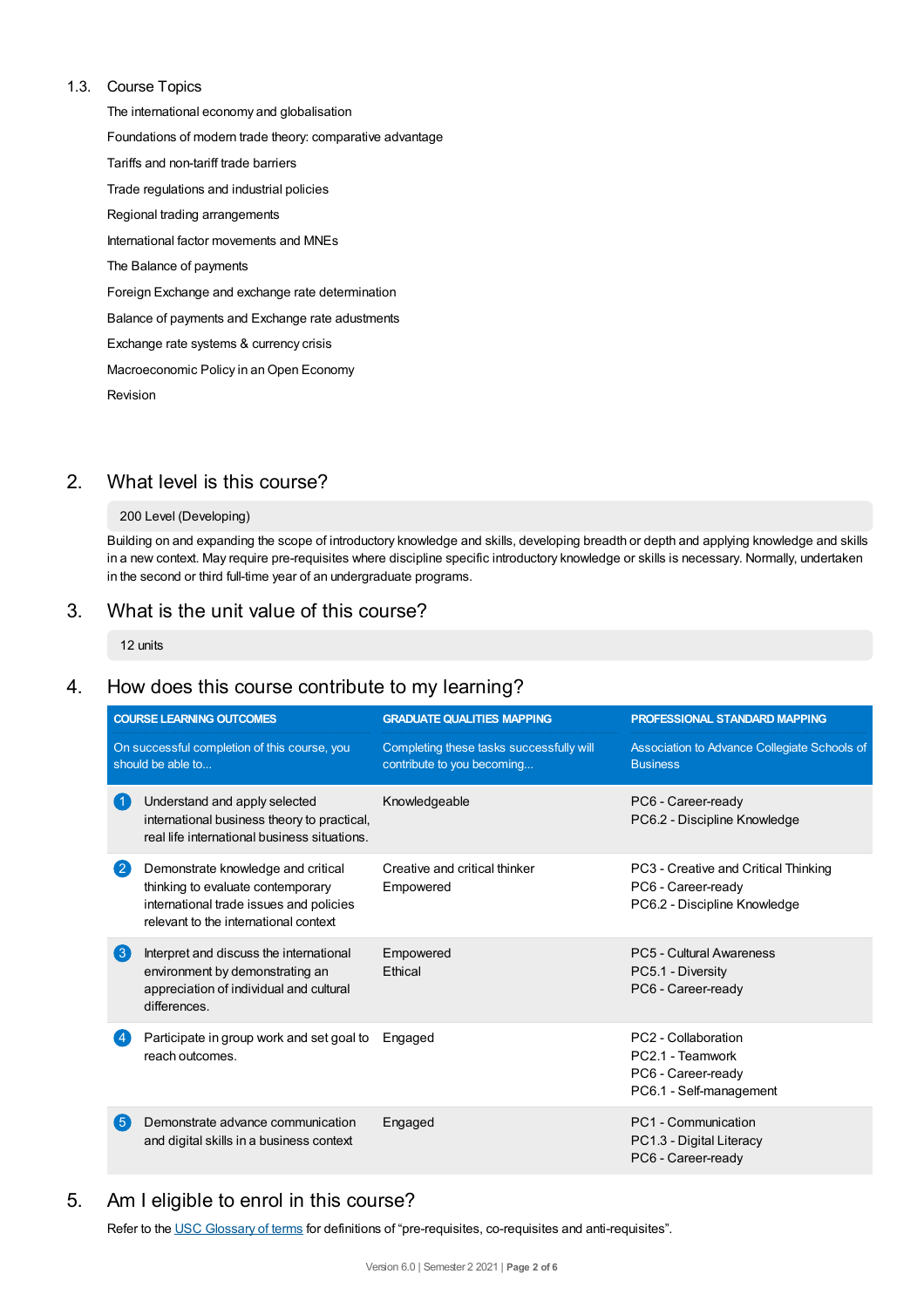### 1.3. Course Topics

The international economy and globalisation

Foundations of modern trade theory: comparative advantage

Tariffs and non-tariff trade barriers

Trade regulations and industrial policies

Regional trading arrangements

International factor movements and MNEs

The Balance of payments

Foreign Exchange and exchange rate determination

Balance of payments and Exchange rate adustments

Exchange rate systems & currency crisis

Macroeconomic Policy in an Open Economy

Revision

## 2. What level is this course?

200 Level (Developing)

Building on and expanding the scope of introductory knowledge and skills, developing breadth or depth and applying knowledge and skills in a new context. May require pre-requisites where discipline specific introductory knowledge or skills is necessary. Normally, undertaken in the second or third full-time year of an undergraduate programs.

## 3. What is the unit value of this course?

12 units

## 4. How does this course contribute to my learning?

| COURSE LEARNING OUTCOMES<br>On successful completion of this course, you should be able to... | GRADUATE QUALITIES MAPPING<br>Completing these tasks successfully will contribute to you becoming... | PROFESSIONAL STANDARD MAPPING<br>Association to Advance Collegiate Schools of Business |
|---|---|---|
| 1 Understand and apply selected international business theory to practical, real life international business situations. | Knowledgeable | PC6 - Career-ready<br>PC6.2 - Discipline Knowledge |
| 2 Demonstrate knowledge and critical thinking to evaluate contemporary international trade issues and policies relevant to the international context | Creative and critical thinker<br>Empowered | PC3 - Creative and Critical Thinking<br>PC6 - Career-ready<br>PC6.2 - Discipline Knowledge |
| 3 Interpret and discuss the international environment by demonstrating an appreciation of individual and cultural differences. | Empowered<br>Ethical | PC5 - Cultural Awareness<br>PC5.1 - Diversity<br>PC6 - Career-ready |
| 4 Participate in group work and set goal to reach outcomes. | Engaged | PC2 - Collaboration<br>PC2.1 - Teamwork<br>PC6 - Career-ready<br>PC6.1 - Self-management |
| 5 Demonstrate advance communication and digital skills in a business context | Engaged | PC1 - Communication<br>PC1.3 - Digital Literacy<br>PC6 - Career-ready |

## 5. Am I eligible to enrol in this course?

Refer to the USC Glossary of terms for definitions of "pre-requisites, co-requisites and anti-requisites".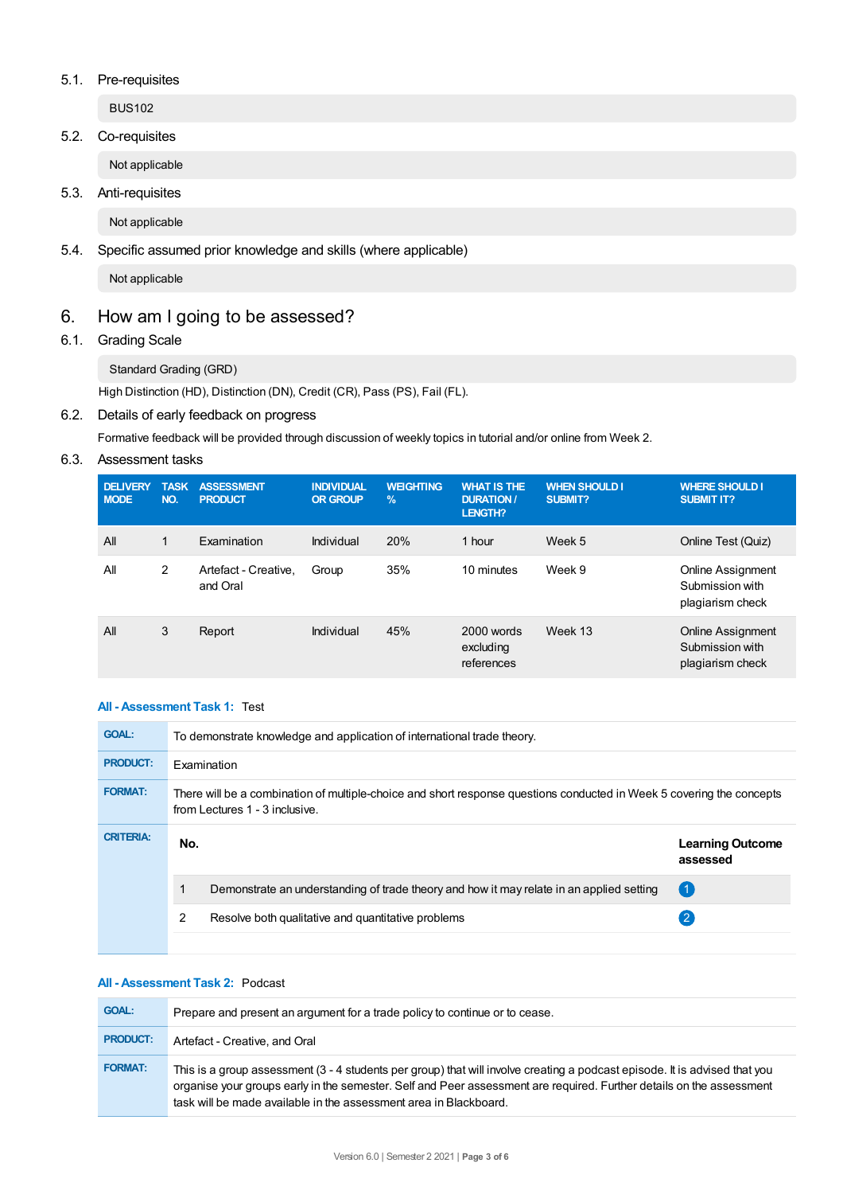### 5.1. Pre-requisites

BUS102

### 5.2. Co-requisites

Not applicable

### 5.3. Anti-requisites

Not applicable

### 5.4. Specific assumed prior knowledge and skills (where applicable)

Not applicable

## 6. How am I going to be assessed?

### 6.1. Grading Scale

Standard Grading (GRD)

High Distinction (HD), Distinction (DN), Credit (CR), Pass (PS), Fail (FL).

### 6.2. Details of early feedback on progress

Formative feedback will be provided through discussion of weekly topics in tutorial and/or online from Week 2.

### 6.3. Assessment tasks

| DELIVERY MODE | TASK NO. | ASSESSMENT PRODUCT | INDIVIDUAL OR GROUP | WEIGHTING % | WHAT IS THE DURATION / LENGTH? | WHEN SHOULD I SUBMIT? | WHERE SHOULD I SUBMIT IT? |
|---|---|---|---|---|---|---|---|
| All | 1 | Examination | Individual | 20% | 1 hour | Week 5 | Online Test (Quiz) |
| All | 2 | Artefact - Creative, and Oral | Group | 35% | 10 minutes | Week 9 | Online Assignment Submission with plagiarism check |
| All | 3 | Report | Individual | 45% | 2000 words excluding references | Week 13 | Online Assignment Submission with plagiarism check |

**All - Assessment Task 1:** Test

| | |
|---|---|
| **GOAL:** | To demonstrate knowledge and application of international trade theory. |
| **PRODUCT:** | Examination |
| **FORMAT:** | There will be a combination of multiple-choice and short response questions conducted in Week 5 covering the concepts from Lectures 1 - 3 inclusive. |

**CRITERIA:**

| No. | | Learning Outcome assessed |
|---|---|---|
| 1 | Demonstrate an understanding of trade theory and how it may relate in an applied setting | 1 |
| 2 | Resolve both qualitative and quantitative problems | 2 |

**All - Assessment Task 2:** Podcast

| | |
|---|---|
| **GOAL:** | Prepare and present an argument for a trade policy to continue or to cease. |
| **PRODUCT:** | Artefact - Creative, and Oral |
| **FORMAT:** | This is a group assessment (3 - 4 students per group) that will involve creating a podcast episode. It is advised that you organise your groups early in the semester. Self and Peer assessment are required. Further details on the assessment task will be made available in the assessment area in Blackboard. |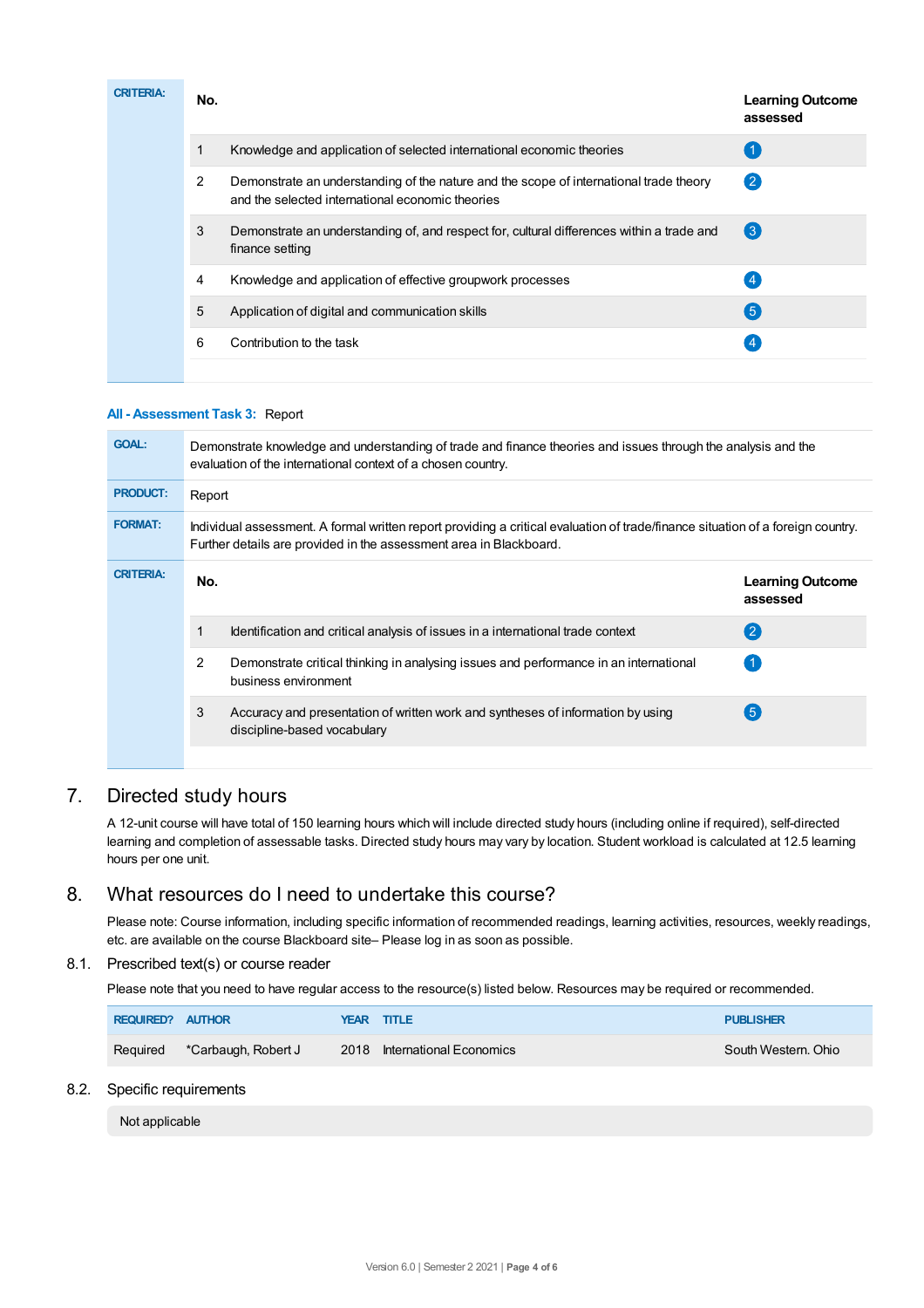**CRITERIA:**

| No. | | Learning Outcome assessed |
|---|---|---|
| 1 | Knowledge and application of selected international economic theories | 1 |
| 2 | Demonstrate an understanding of the nature and the scope of international trade theory and the selected international economic theories | 2 |
| 3 | Demonstrate an understanding of, and respect for, cultural differences within a trade and finance setting | 3 |
| 4 | Knowledge and application of effective groupwork processes | 4 |
| 5 | Application of digital and communication skills | 5 |
| 6 | Contribution to the task | 4 |

**All - Assessment Task 3:** Report

**GOAL:** Demonstrate knowledge and understanding of trade and finance theories and issues through the analysis and the evaluation of the international context of a chosen country.

**PRODUCT:** Report

**FORMAT:** Individual assessment. A formal written report providing a critical evaluation of trade/finance situation of a foreign country. Further details are provided in the assessment area in Blackboard.

**CRITERIA:**

| No. | | Learning Outcome assessed |
|---|---|---|
| 1 | Identification and critical analysis of issues in a international trade context | 2 |
| 2 | Demonstrate critical thinking in analysing issues and performance in an international business environment | 1 |
| 3 | Accuracy and presentation of written work and syntheses of information by using discipline-based vocabulary | 5 |

## 7. Directed study hours

A 12-unit course will have total of 150 learning hours which will include directed study hours (including online if required), self-directed learning and completion of assessable tasks. Directed study hours may vary by location. Student workload is calculated at 12.5 learning hours per one unit.

## 8. What resources do I need to undertake this course?

Please note: Course information, including specific information of recommended readings, learning activities, resources, weekly readings, etc. are available on the course Blackboard site– Please log in as soon as possible.

### 8.1. Prescribed text(s) or course reader

Please note that you need to have regular access to the resource(s) listed below. Resources may be required or recommended.

| REQUIRED? | AUTHOR | YEAR | TITLE | PUBLISHER |
|---|---|---|---|---|
| Required | *Carbaugh, Robert J | 2018 | International Economics | South Western. Ohio |

### 8.2. Specific requirements

Not applicable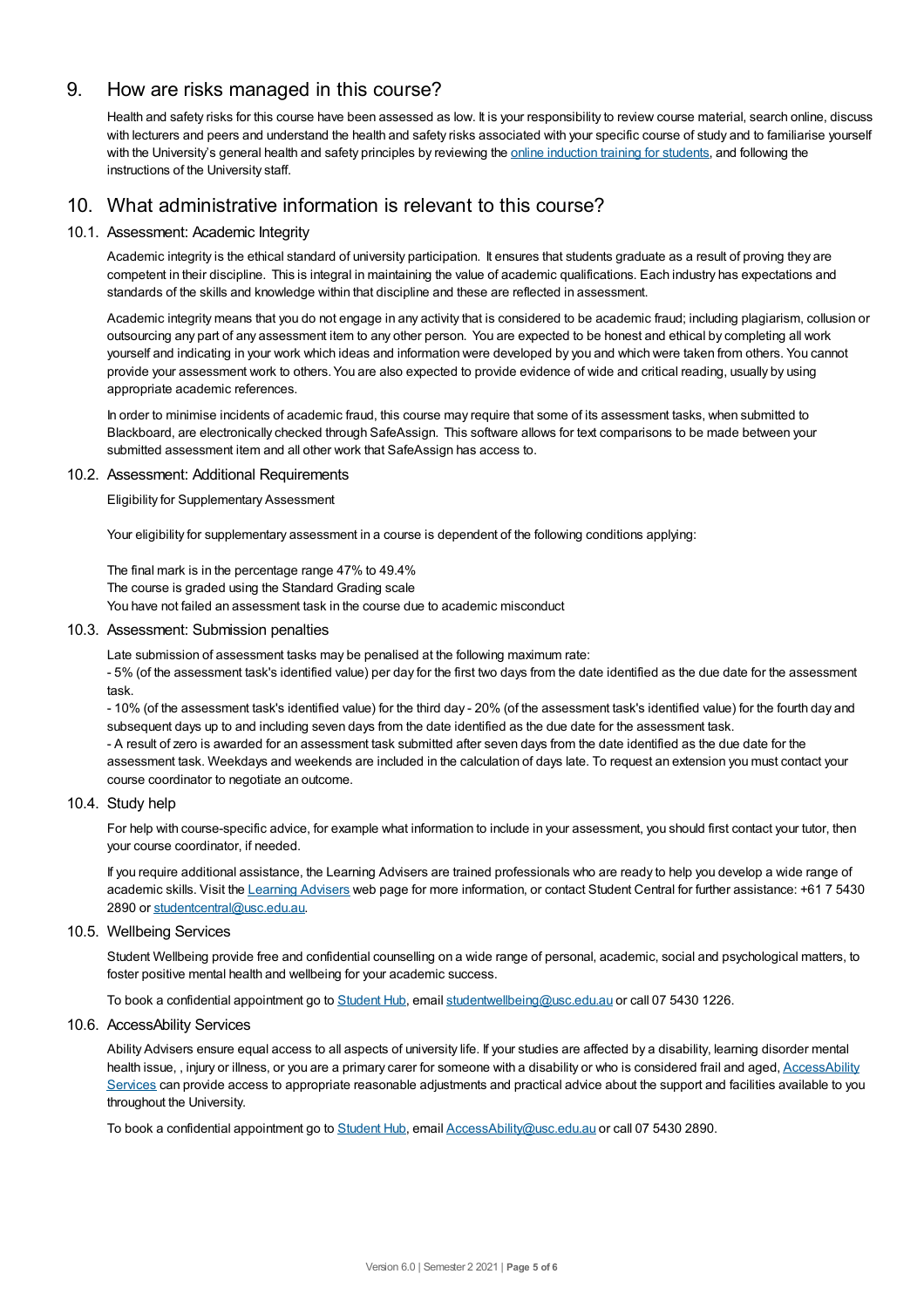## 9. How are risks managed in this course?

Health and safety risks for this course have been assessed as low. It is your responsibility to review course material, search online, discuss with lecturers and peers and understand the health and safety risks associated with your specific course of study and to familiarise yourself with the University's general health and safety principles by reviewing the [online induction training for students](), and following the instructions of the University staff.

## 10. What administrative information is relevant to this course?

### 10.1. Assessment: Academic Integrity

Academic integrity is the ethical standard of university participation. It ensures that students graduate as a result of proving they are competent in their discipline. This is integral in maintaining the value of academic qualifications. Each industry has expectations and standards of the skills and knowledge within that discipline and these are reflected in assessment.

Academic integrity means that you do not engage in any activity that is considered to be academic fraud; including plagiarism, collusion or outsourcing any part of any assessment item to any other person. You are expected to be honest and ethical by completing all work yourself and indicating in your work which ideas and information were developed by you and which were taken from others. You cannot provide your assessment work to others. You are also expected to provide evidence of wide and critical reading, usually by using appropriate academic references.

In order to minimise incidents of academic fraud, this course may require that some of its assessment tasks, when submitted to Blackboard, are electronically checked through SafeAssign. This software allows for text comparisons to be made between your submitted assessment item and all other work that SafeAssign has access to.

### 10.2. Assessment: Additional Requirements

Eligibility for Supplementary Assessment

Your eligibility for supplementary assessment in a course is dependent of the following conditions applying:

The final mark is in the percentage range 47% to 49.4%
The course is graded using the Standard Grading scale
You have not failed an assessment task in the course due to academic misconduct

### 10.3. Assessment: Submission penalties

Late submission of assessment tasks may be penalised at the following maximum rate:
- 5% (of the assessment task's identified value) per day for the first two days from the date identified as the due date for the assessment task.
- 10% (of the assessment task's identified value) for the third day - 20% (of the assessment task's identified value) for the fourth day and subsequent days up to and including seven days from the date identified as the due date for the assessment task.
- A result of zero is awarded for an assessment task submitted after seven days from the date identified as the due date for the assessment task. Weekdays and weekends are included in the calculation of days late. To request an extension you must contact your course coordinator to negotiate an outcome.

### 10.4. Study help

For help with course-specific advice, for example what information to include in your assessment, you should first contact your tutor, then your course coordinator, if needed.

If you require additional assistance, the Learning Advisers are trained professionals who are ready to help you develop a wide range of academic skills. Visit the [Learning Advisers]() web page for more information, or contact Student Central for further assistance: +61 7 5430 2890 or studentcentral@usc.edu.au.

### 10.5. Wellbeing Services

Student Wellbeing provide free and confidential counselling on a wide range of personal, academic, social and psychological matters, to foster positive mental health and wellbeing for your academic success.

To book a confidential appointment go to [Student Hub](), email studentwellbeing@usc.edu.au or call 07 5430 1226.

### 10.6. AccessAbility Services

Ability Advisers ensure equal access to all aspects of university life. If your studies are affected by a disability, learning disorder mental health issue, , injury or illness, or you are a primary carer for someone with a disability or who is considered frail and aged, [AccessAbility Services]() can provide access to appropriate reasonable adjustments and practical advice about the support and facilities available to you throughout the University.

To book a confidential appointment go to [Student Hub](), email AccessAbility@usc.edu.au or call 07 5430 2890.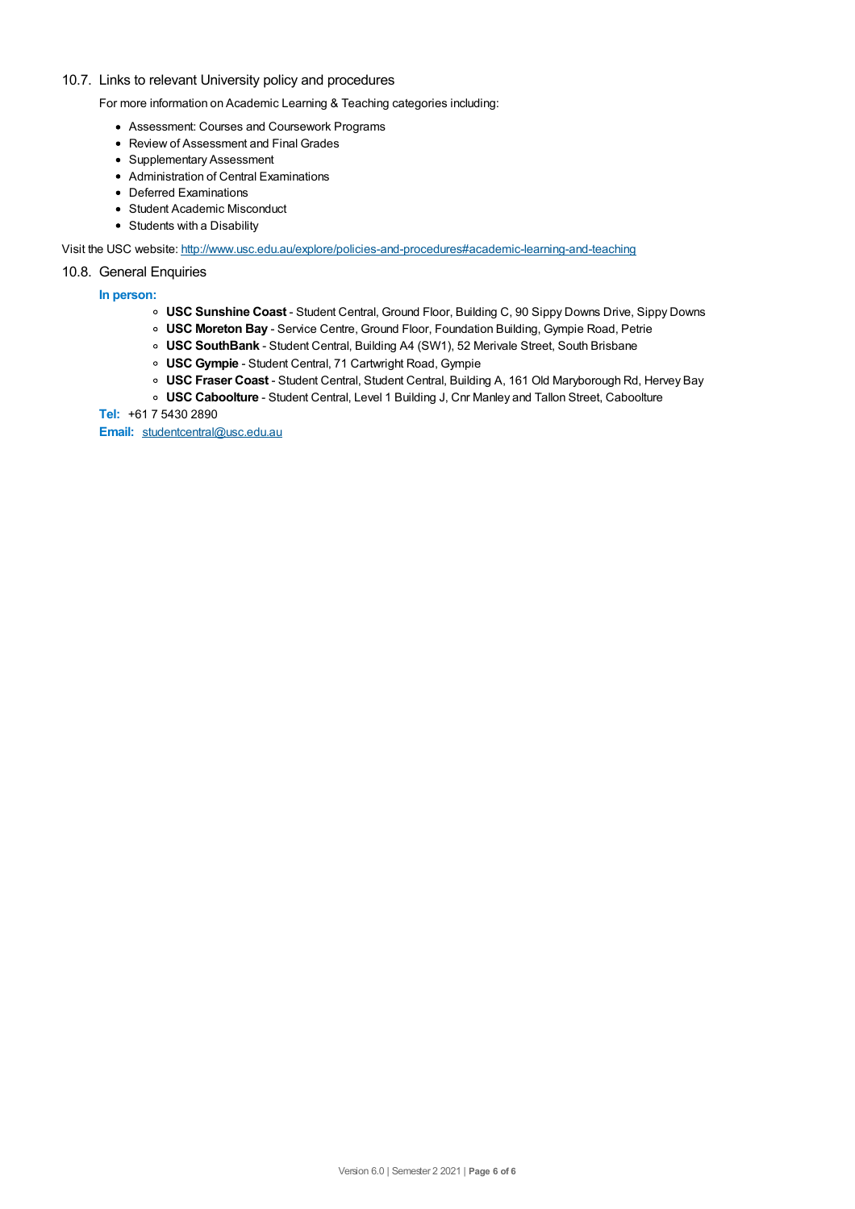### 10.7. Links to relevant University policy and procedures

For more information on Academic Learning & Teaching categories including:

- Assessment: Courses and Coursework Programs
- Review of Assessment and Final Grades
- Supplementary Assessment
- Administration of Central Examinations
- Deferred Examinations
- Student Academic Misconduct
- Students with a Disability

Visit the USC website: http://www.usc.edu.au/explore/policies-and-procedures#academic-learning-and-teaching

### 10.8. General Enquiries

**In person:**

- **USC Sunshine Coast** - Student Central, Ground Floor, Building C, 90 Sippy Downs Drive, Sippy Downs
- **USC Moreton Bay** - Service Centre, Ground Floor, Foundation Building, Gympie Road, Petrie
- **USC SouthBank** - Student Central, Building A4 (SW1), 52 Merivale Street, South Brisbane
- **USC Gympie** - Student Central, 71 Cartwright Road, Gympie
- **USC Fraser Coast** - Student Central, Student Central, Building A, 161 Old Maryborough Rd, Hervey Bay
- **USC Caboolture** - Student Central, Level 1 Building J, Cnr Manley and Tallon Street, Caboolture

**Tel:** +61 7 5430 2890

**Email:** studentcentral@usc.edu.au